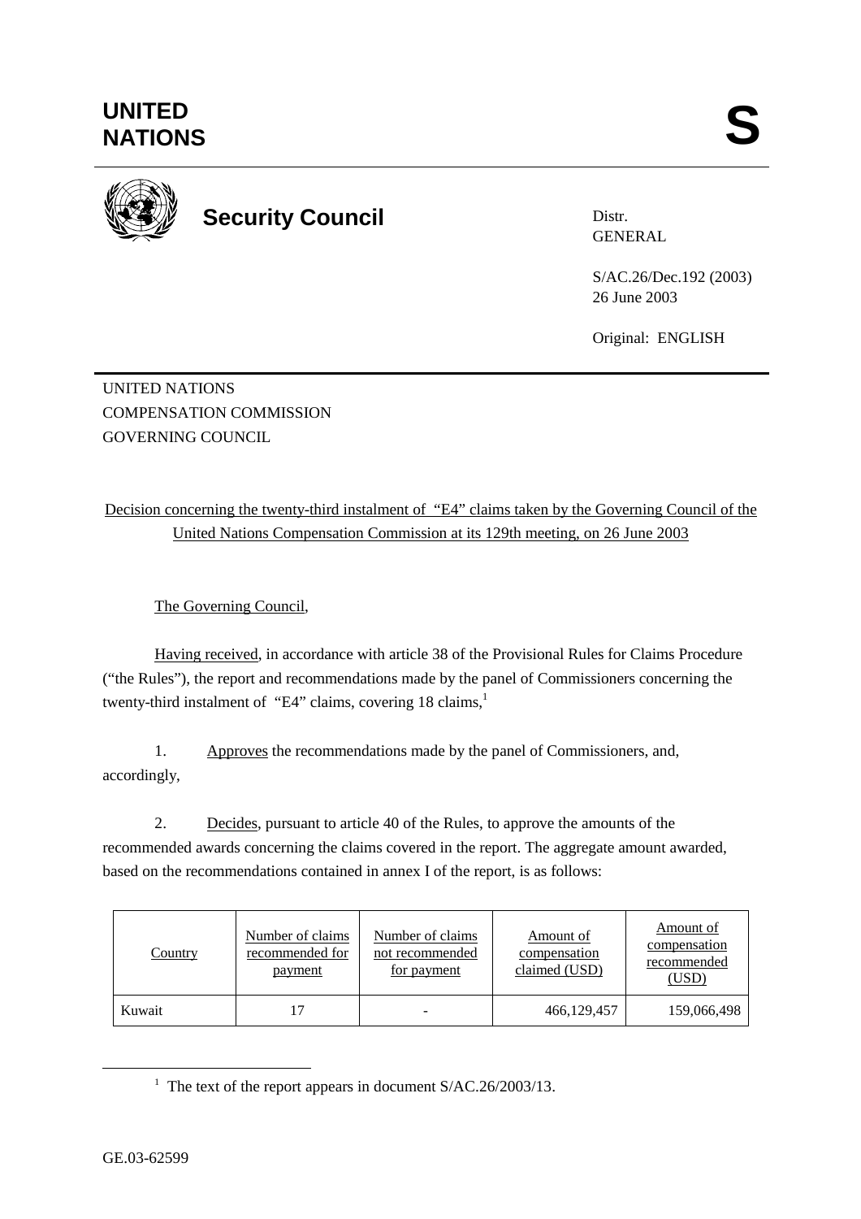# UNITED NATIONS

**S**

## Security Council

Distr.
GENERAL

S/AC.26/Dec.192 (2003)
26 June 2003

Original: ENGLISH

UNITED NATIONS
COMPENSATION COMMISSION
GOVERNING COUNCIL

Decision concerning the twenty-third instalment of "E4" claims taken by the Governing Council of the United Nations Compensation Commission at its 129th meeting, on 26 June 2003

The Governing Council,

Having received, in accordance with article 38 of the Provisional Rules for Claims Procedure ("the Rules"), the report and recommendations made by the panel of Commissioners concerning the twenty-third instalment of "E4" claims, covering 18 claims,[1]

1. Approves the recommendations made by the panel of Commissioners, and, accordingly,

2. Decides, pursuant to article 40 of the Rules, to approve the amounts of the recommended awards concerning the claims covered in the report. The aggregate amount awarded, based on the recommendations contained in annex I of the report, is as follows:

| Country | Number of claims recommended for payment | Number of claims not recommended for payment | Amount of compensation claimed (USD) | Amount of compensation recommended (USD) |
|---|---|---|---|---|
| Kuwait | 17 | - | 466,129,457 | 159,066,498 |

[1] The text of the report appears in document S/AC.26/2003/13.

GE.03-62599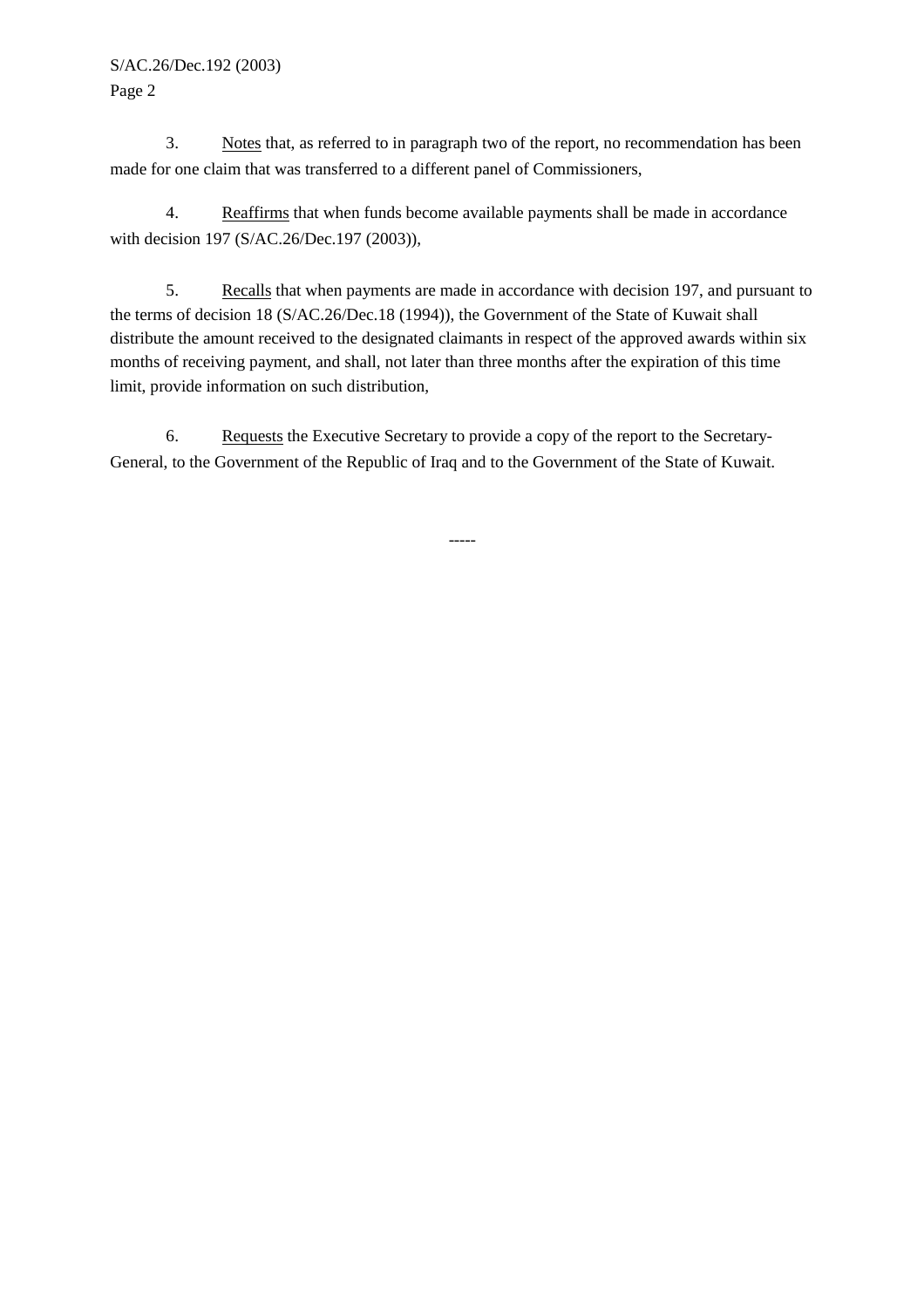3. Notes that, as referred to in paragraph two of the report, no recommendation has been made for one claim that was transferred to a different panel of Commissioners,

4. Reaffirms that when funds become available payments shall be made in accordance with decision 197 (S/AC.26/Dec.197 (2003)),

5. Recalls that when payments are made in accordance with decision 197, and pursuant to the terms of decision 18 (S/AC.26/Dec.18 (1994)), the Government of the State of Kuwait shall distribute the amount received to the designated claimants in respect of the approved awards within six months of receiving payment, and shall, not later than three months after the expiration of this time limit, provide information on such distribution,

6. Requests the Executive Secretary to provide a copy of the report to the Secretary-General, to the Government of the Republic of Iraq and to the Government of the State of Kuwait.

-----